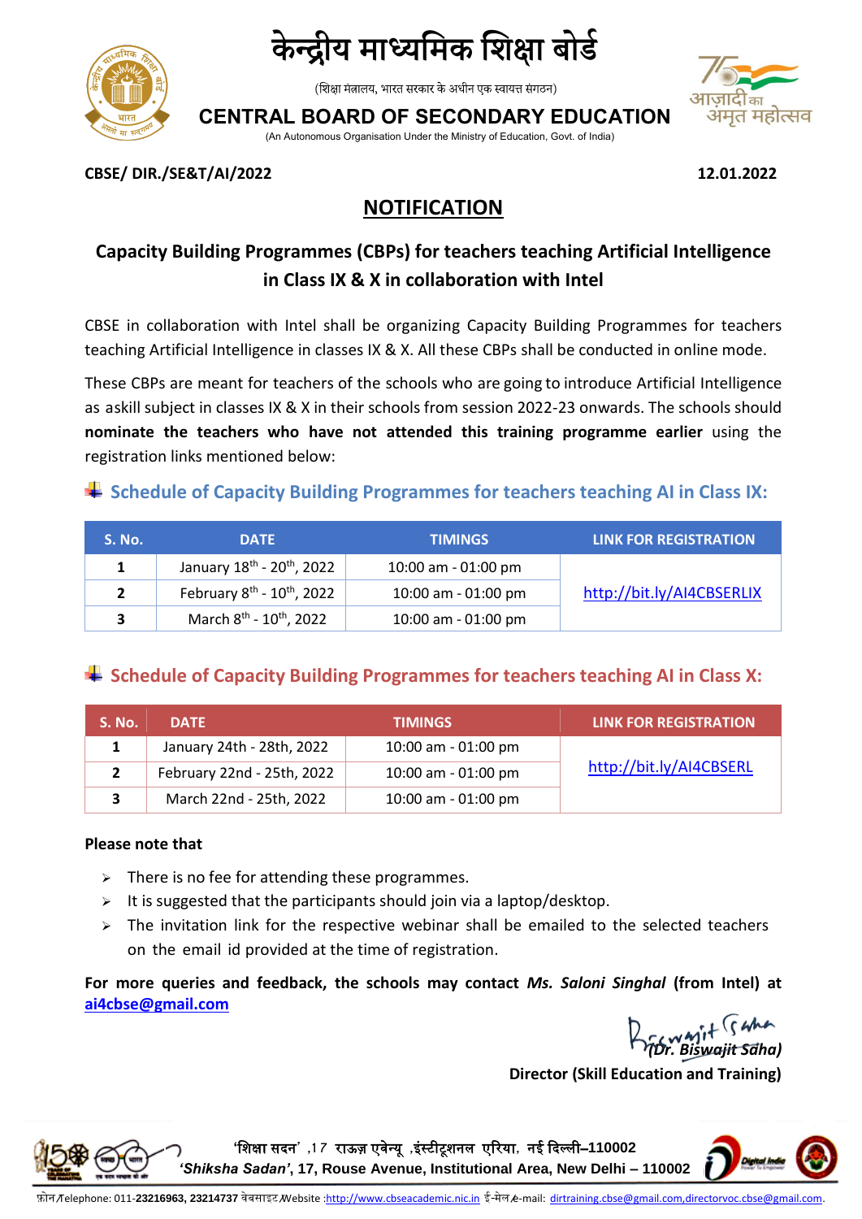# केन्द्रीय माध्यमिक शिक्षा बोर्ड

(शिक्षा मंत्रालय, भारत सरकार के अधीन एक स्वायत्त संगठन)

# CENTRAL BOARD OF SECONDARY EDUCATION

(An Autonomous Organisation Under the Ministry of Education, Govt. of India)

**CBSE/ DIR./SE&T/AI/2022** **12.01.2022**

## NOTIFICATION

### Capacity Building Programmes (CBPs) for teachers teaching Artificial Intelligence in Class IX & X in collaboration with Intel

CBSE in collaboration with Intel shall be organizing Capacity Building Programmes for teachers teaching Artificial Intelligence in classes IX & X. All these CBPs shall be conducted in online mode.

These CBPs are meant for teachers of the schools who are going to introduce Artificial Intelligence as askill subject in classes IX & X in their schools from session 2022-23 onwards. The schools should **nominate the teachers who have not attended this training programme earlier** using the registration links mentioned below:

### Schedule of Capacity Building Programmes for teachers teaching AI in Class IX:

| S. No. | DATE | TIMINGS | LINK FOR REGISTRATION |
|---|---|---|---|
| 1 | January 18th - 20th, 2022 | 10:00 am - 01:00 pm | http://bit.ly/AI4CBSERLIX |
| 2 | February 8th - 10th, 2022 | 10:00 am - 01:00 pm | |
| 3 | March 8th - 10th, 2022 | 10:00 am - 01:00 pm | |

### Schedule of Capacity Building Programmes for teachers teaching AI in Class X:

| S. No. | DATE | TIMINGS | LINK FOR REGISTRATION |
|---|---|---|---|
| 1 | January 24th - 28th, 2022 | 10:00 am - 01:00 pm | http://bit.ly/AI4CBSERL |
| 2 | February 22nd - 25th, 2022 | 10:00 am - 01:00 pm | |
| 3 | March 22nd - 25th, 2022 | 10:00 am - 01:00 pm | |

**Please note that**

- There is no fee for attending these programmes.
- It is suggested that the participants should join via a laptop/desktop.
- The invitation link for the respective webinar shall be emailed to the selected teachers on the email id provided at the time of registration.

**For more queries and feedback, the schools may contact *Ms. Saloni Singhal* (from Intel) at ai4cbse@gmail.com**

***(Dr. Biswajit Saha)***

**Director (Skill Education and Training)**

'शिक्षा सदन' ,17 राऊज़ एवेन्यू ,इंस्टीटूशनल एरिया, नई दिल्ली–110002

***'Shiksha Sadan'*, 17, Rouse Avenue, Institutional Area, New Delhi – 110002**

फ़ोन/Telephone: 011-**23216963, 23214737** वेबसाइट/Website :http://www.cbseacademic.nic.in ई-मेल/e-mail: dirtraining.cbse@gmail.com,directorvoc.cbse@gmail.com.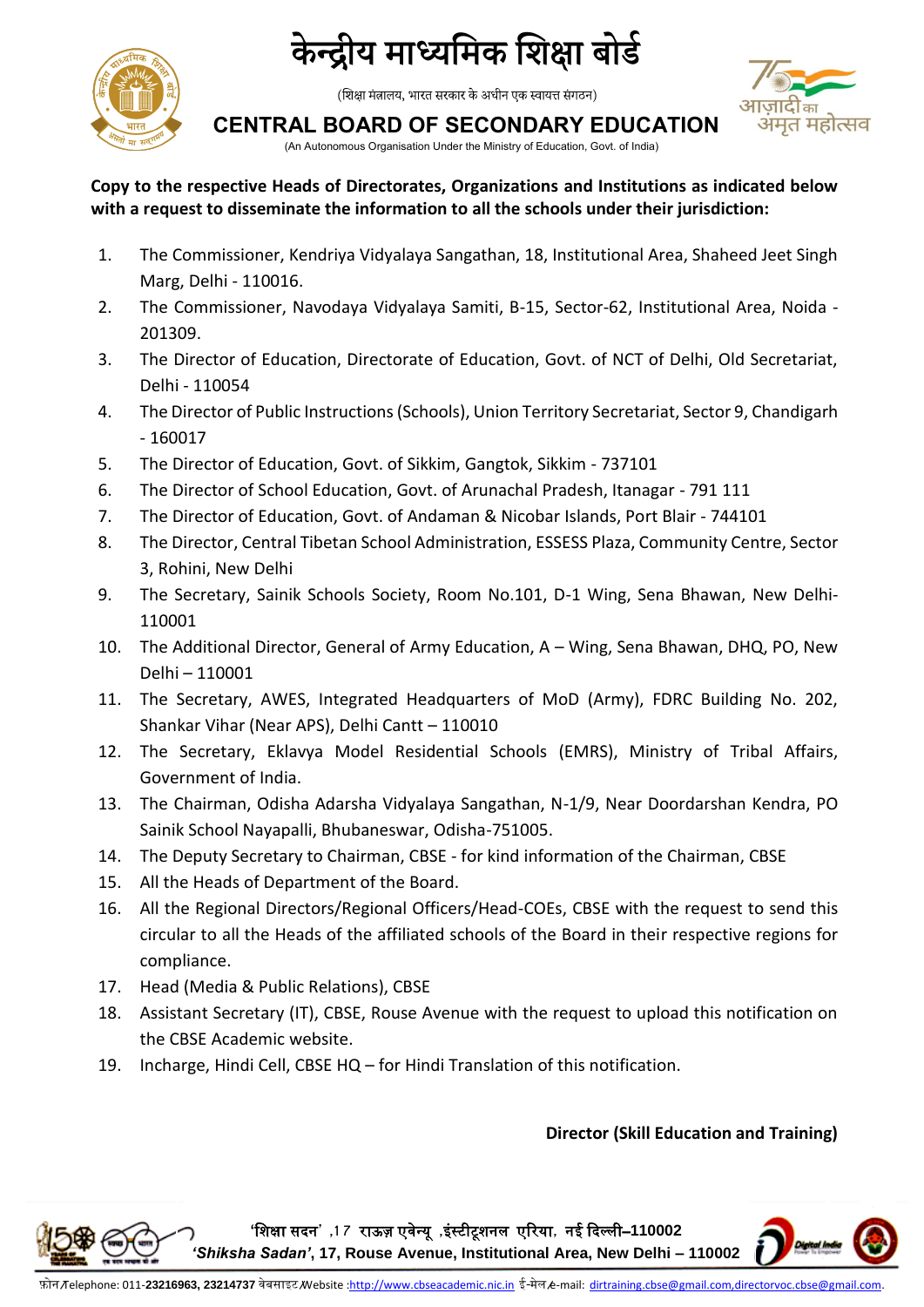**Copy to the respective Heads of Directorates, Organizations and Institutions as indicated below with a request to disseminate the information to all the schools under their jurisdiction:**

1. The Commissioner, Kendriya Vidyalaya Sangathan, 18, Institutional Area, Shaheed Jeet Singh Marg, Delhi - 110016.
2. The Commissioner, Navodaya Vidyalaya Samiti, B-15, Sector-62, Institutional Area, Noida - 201309.
3. The Director of Education, Directorate of Education, Govt. of NCT of Delhi, Old Secretariat, Delhi - 110054
4. The Director of Public Instructions (Schools), Union Territory Secretariat, Sector 9, Chandigarh - 160017
5. The Director of Education, Govt. of Sikkim, Gangtok, Sikkim - 737101
6. The Director of School Education, Govt. of Arunachal Pradesh, Itanagar - 791 111
7. The Director of Education, Govt. of Andaman & Nicobar Islands, Port Blair - 744101
8. The Director, Central Tibetan School Administration, ESSESS Plaza, Community Centre, Sector 3, Rohini, New Delhi
9. The Secretary, Sainik Schools Society, Room No.101, D-1 Wing, Sena Bhawan, New Delhi-110001
10. The Additional Director, General of Army Education, A – Wing, Sena Bhawan, DHQ, PO, New Delhi – 110001
11. The Secretary, AWES, Integrated Headquarters of MoD (Army), FDRC Building No. 202, Shankar Vihar (Near APS), Delhi Cantt – 110010
12. The Secretary, Eklavya Model Residential Schools (EMRS), Ministry of Tribal Affairs, Government of India.
13. The Chairman, Odisha Adarsha Vidyalaya Sangathan, N-1/9, Near Doordarshan Kendra, PO Sainik School Nayapalli, Bhubaneswar, Odisha-751005.
14. The Deputy Secretary to Chairman, CBSE - for kind information of the Chairman, CBSE
15. All the Heads of Department of the Board.
16. All the Regional Directors/Regional Officers/Head-COEs, CBSE with the request to send this circular to all the Heads of the affiliated schools of the Board in their respective regions for compliance.
17. Head (Media & Public Relations), CBSE
18. Assistant Secretary (IT), CBSE, Rouse Avenue with the request to upload this notification on the CBSE Academic website.
19. Incharge, Hindi Cell, CBSE HQ – for Hindi Translation of this notification.

**Director (Skill Education and Training)**